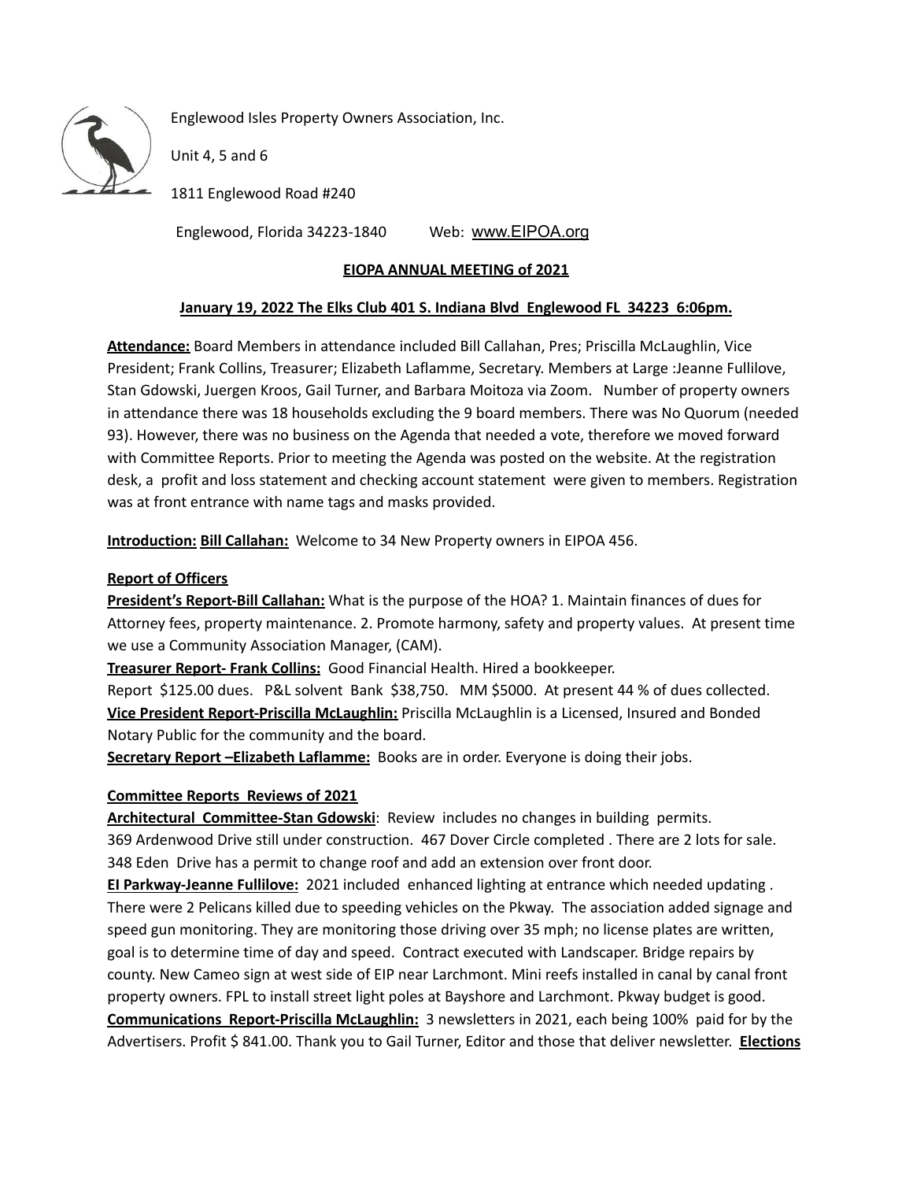Englewood Isles Property Owners Association, Inc.

Unit 4, 5 and 6

1811 Englewood Road #240

Englewood, Florida 34223-1840 Web: www.EIPOA.org

**EIOPA ANNUAL MEETING of 2021**

**January 19, 2022 The Elks Club 401 S. Indiana Blvd Englewood FL 34223 6:06pm.**

**Attendance:** Board Members in attendance included Bill Callahan, Pres; Priscilla McLaughlin, Vice President; Frank Collins, Treasurer; Elizabeth Laflamme, Secretary. Members at Large :Jeanne Fullilove, Stan Gdowski, Juergen Kroos, Gail Turner, and Barbara Moitoza via Zoom. Number of property owners in attendance there was 18 households excluding the 9 board members. There was No Quorum (needed 93). However, there was no business on the Agenda that needed a vote, therefore we moved forward with Committee Reports. Prior to meeting the Agenda was posted on the website. At the registration desk, a profit and loss statement and checking account statement were given to members. Registration was at front entrance with name tags and masks provided.

**Introduction: Bill Callahan:** Welcome to 34 New Property owners in EIPOA 456.

**Report of Officers**

**President's Report-Bill Callahan:** What is the purpose of the HOA? 1. Maintain finances of dues for Attorney fees, property maintenance. 2. Promote harmony, safety and property values. At present time we use a Community Association Manager, (CAM).

**Treasurer Report- Frank Collins:** Good Financial Health. Hired a bookkeeper.
Report $125.00 dues. P&L solvent Bank $38,750. MM $5000. At present 44 % of dues collected.

**Vice President Report-Priscilla McLaughlin:** Priscilla McLaughlin is a Licensed, Insured and Bonded Notary Public for the community and the board.

**Secretary Report –Elizabeth Laflamme:** Books are in order. Everyone is doing their jobs.

**Committee Reports Reviews of 2021**

**Architectural Committee-Stan Gdowski**: Review includes no changes in building permits.
369 Ardenwood Drive still under construction. 467 Dover Circle completed . There are 2 lots for sale.
348 Eden Drive has a permit to change roof and add an extension over front door.

**EI Parkway-Jeanne Fullilove:** 2021 included enhanced lighting at entrance which needed updating . There were 2 Pelicans killed due to speeding vehicles on the Pkway. The association added signage and speed gun monitoring. They are monitoring those driving over 35 mph; no license plates are written, goal is to determine time of day and speed. Contract executed with Landscaper. Bridge repairs by county. New Cameo sign at west side of EIP near Larchmont. Mini reefs installed in canal by canal front property owners. FPL to install street light poles at Bayshore and Larchmont. Pkway budget is good.

**Communications Report-Priscilla McLaughlin:** 3 newsletters in 2021, each being 100% paid for by the Advertisers. Profit $ 841.00. Thank you to Gail Turner, Editor and those that deliver newsletter. **Elections**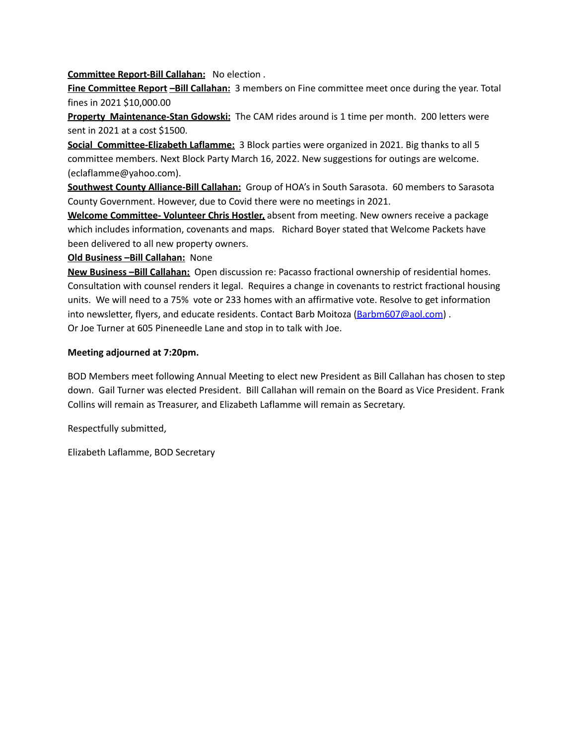**Committee Report-Bill Callahan:** No election .

**Fine Committee Report –Bill Callahan:** 3 members on Fine committee meet once during the year. Total fines in 2021 $10,000.00

**Property Maintenance-Stan Gdowski:** The CAM rides around is 1 time per month. 200 letters were sent in 2021 at a cost $1500.

**Social Committee-Elizabeth Laflamme:** 3 Block parties were organized in 2021. Big thanks to all 5 committee members. Next Block Party March 16, 2022. New suggestions for outings are welcome. (eclaflamme@yahoo.com).

**Southwest County Alliance-Bill Callahan:** Group of HOA's in South Sarasota. 60 members to Sarasota County Government. However, due to Covid there were no meetings in 2021.

**Welcome Committee- Volunteer Chris Hostler,** absent from meeting. New owners receive a package which includes information, covenants and maps. Richard Boyer stated that Welcome Packets have been delivered to all new property owners.

**Old Business –Bill Callahan:** None

**New Business –Bill Callahan:** Open discussion re: Pacasso fractional ownership of residential homes. Consultation with counsel renders it legal. Requires a change in covenants to restrict fractional housing units. We will need to a 75% vote or 233 homes with an affirmative vote. Resolve to get information into newsletter, flyers, and educate residents. Contact Barb Moitoza (Barbm607@aol.com) .
Or Joe Turner at 605 Pineneedle Lane and stop in to talk with Joe.

**Meeting adjourned at 7:20pm.**

BOD Members meet following Annual Meeting to elect new President as Bill Callahan has chosen to step down. Gail Turner was elected President. Bill Callahan will remain on the Board as Vice President. Frank Collins will remain as Treasurer, and Elizabeth Laflamme will remain as Secretary.

Respectfully submitted,

Elizabeth Laflamme, BOD Secretary